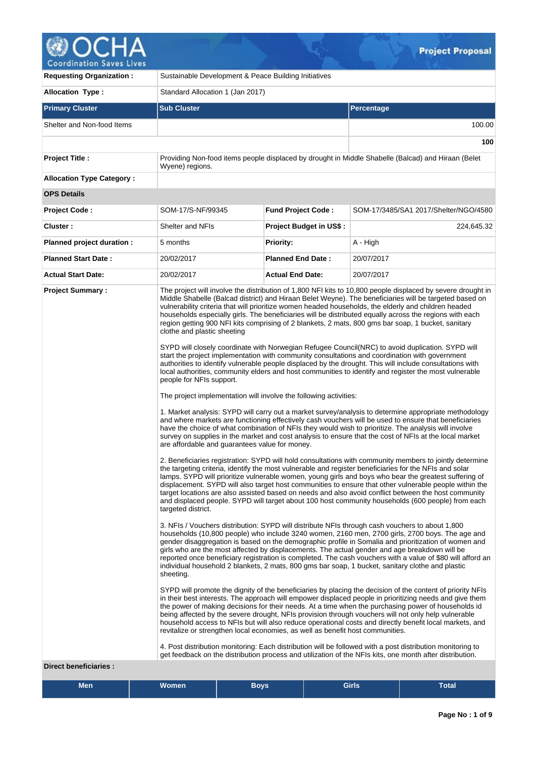# Project Proposal

| | | | |
|---|---|---|---|
| **Requesting Organization :** | Sustainable Development & Peace Building Initiatives | | |
| **Allocation Type :** | Standard Allocation 1 (Jan 2017) | | |

| Primary Cluster | Sub Cluster | Percentage |
|---|---|---|
| Shelter and Non-food Items | | 100.00 |
| | | **100** |

| | | | |
|---|---|---|---|
| **Project Title :** | Providing Non-food items people displaced by drought in Middle Shabelle (Balcad) and Hiraan (Belet Wyene) regions. | | |
| **Allocation Type Category :** | | | |
| **OPS Details** | | | |
| **Project Code :** | SOM-17/S-NF/99345 | **Fund Project Code :** | SOM-17/3485/SA1 2017/Shelter/NGO/4580 |
| **Cluster :** | Shelter and NFIs | **Project Budget in US$ :** | 224,645.32 |
| **Planned project duration :** | 5 months | **Priority:** | A - High |
| **Planned Start Date :** | 20/02/2017 | **Planned End Date :** | 20/07/2017 |
| **Actual Start Date:** | 20/02/2017 | **Actual End Date:** | 20/07/2017 |

**Project Summary :**

The project will involve the distribution of 1,800 NFI kits to 10,800 people displaced by severe drought in Middle Shabelle (Balcad district) and Hiraan Belet Weyne). The beneficiaries will be targeted based on vulnerability criteria that will prioritize women headed households, the elderly and children headed households especially girls. The beneficiaries will be distributed equally across the regions with each region getting 900 NFI kits comprising of 2 blankets, 2 mats, 800 gms bar soap, 1 bucket, sanitary clothe and plastic sheeting

SYPD will closely coordinate with Norwegian Refugee Council(NRC) to avoid duplication. SYPD will start the project implementation with community consultations and coordination with government authorities to identify vulnerable people displaced by the drought. This will include consultations with local authorities, community elders and host communities to identify and register the most vulnerable people for NFIs support.

The project implementation will involve the following activities:

1. Market analysis: SYPD will carry out a market survey/analysis to determine appropriate methodology and where markets are functioning effectively cash vouchers will be used to ensure that beneficiaries have the choice of what combination of NFIs they would wish to prioritize. The analysis will involve survey on supplies in the market and cost analysis to ensure that the cost of NFIs at the local market are affordable and guarantees value for money.

2. Beneficiaries registration: SYPD will hold consultations with community members to jointly determine the targeting criteria, identify the most vulnerable and register beneficiaries for the NFIs and solar lamps. SYPD will prioritize vulnerable women, young girls and boys who bear the greatest suffering of displacement. SYPD will also target host communities to ensure that other vulnerable people within the target locations are also assisted based on needs and also avoid conflict between the host community and displaced people. SYPD will target about 100 host community households (600 people) from each targeted district.

3. NFIs / Vouchers distribution: SYPD will distribute NFIs through cash vouchers to about 1,800 households (10,800 people) who include 3240 women, 2160 men, 2700 girls, 2700 boys. The age and gender disaggregation is based on the demographic profile in Somalia and prioritization of women and girls who are the most affected by displacements. The actual gender and age breakdown will be reported once beneficiary registration is completed. The cash vouchers with a value of $80 will afford an individual household 2 blankets, 2 mats, 800 gms bar soap, 1 bucket, sanitary clothe and plastic sheeting.

SYPD will promote the dignity of the beneficiaries by placing the decision of the content of priority NFIs in their best interests. The approach will empower displaced people in prioritizing needs and give them the power of making decisions for their needs. At a time when the purchasing power of households id being affected by the severe drought, NFIs provision through vouchers will not only help vulnerable household access to NFIs but will also reduce operational costs and directly benefit local markets, and revitalize or strengthen local economies, as well as benefit host communities.

4. Post distribution monitoring: Each distribution will be followed with a post distribution monitoring to get feedback on the distribution process and utilization of the NFIs kits, one month after distribution.

**Direct beneficiaries :**

| Men | Women | Boys | Girls | Total |
|---|---|---|---|---|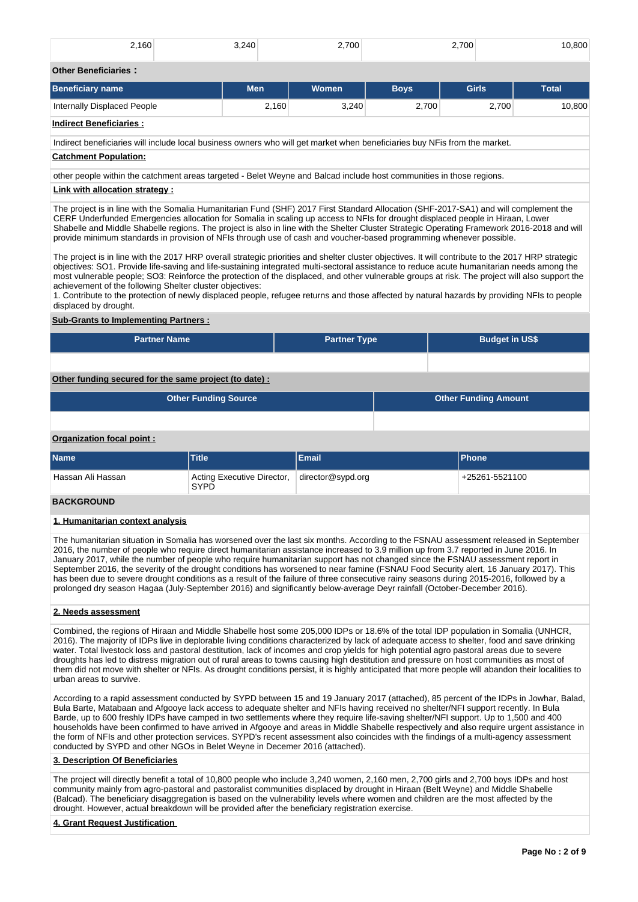| 2,160 | 3,240 | 2,700 | 2,700 | 10,800 |
|---|---|---|---|---|

**Other Beneficiaries :**

| Beneficiary name | Men | Women | Boys | Girls | Total |
|---|---|---|---|---|---|
| Internally Displaced People | 2,160 | 3,240 | 2,700 | 2,700 | 10,800 |

**Indirect Beneficiaries :**

Indirect beneficiaries will include local business owners who will get market when beneficiaries buy NFIs from the market.

**Catchment Population:**

other people within the catchment areas targeted - Belet Weyne and Balcad include host communities in those regions.

**Link with allocation strategy :**

The project is in line with the Somalia Humanitarian Fund (SHF) 2017 First Standard Allocation (SHF-2017-SA1) and will complement the CERF Underfunded Emergencies allocation for Somalia in scaling up access to NFIs for drought displaced people in Hiraan, Lower Shabelle and Middle Shabelle regions. The project is also in line with the Shelter Cluster Strategic Operating Framework 2016-2018 and will provide minimum standards in provision of NFIs through use of cash and voucher-based programming whenever possible.

The project is in line with the 2017 HRP overall strategic priorities and shelter cluster objectives. It will contribute to the 2017 HRP strategic objectives: SO1. Provide life-saving and life-sustaining integrated multi-sectoral assistance to reduce acute humanitarian needs among the most vulnerable people; SO3: Reinforce the protection of the displaced, and other vulnerable groups at risk. The project will also support the achievement of the following Shelter cluster objectives:
1. Contribute to the protection of newly displaced people, refugee returns and those affected by natural hazards by providing NFIs to people displaced by drought.

**Sub-Grants to Implementing Partners :**

| Partner Name | Partner Type | Budget in US$ |
|---|---|---|
| | | |

**Other funding secured for the same project (to date) :**

| Other Funding Source | Other Funding Amount |
|---|---|
| | |

**Organization focal point :**

| Name | Title | Email | Phone |
|---|---|---|---|
| Hassan Ali Hassan | Acting Executive Director, SYPD | director@sypd.org | +25261-5521100 |

## BACKGROUND

### 1. Humanitarian context analysis

The humanitarian situation in Somalia has worsened over the last six months. According to the FSNAU assessment released in September 2016, the number of people who require direct humanitarian assistance increased to 3.9 million up from 3.7 reported in June 2016. In January 2017, while the number of people who require humanitarian support has not changed since the FSNAU assessment report in September 2016, the severity of the drought conditions has worsened to near famine (FSNAU Food Security alert, 16 January 2017). This has been due to severe drought conditions as a result of the failure of three consecutive rainy seasons during 2015-2016, followed by a prolonged dry season Hagaa (July-September 2016) and significantly below-average Deyr rainfall (October-December 2016).

### 2. Needs assessment

Combined, the regions of Hiraan and Middle Shabelle host some 205,000 IDPs or 18.6% of the total IDP population in Somalia (UNHCR, 2016). The majority of IDPs live in deplorable living conditions characterized by lack of adequate access to shelter, food and save drinking water. Total livestock loss and pastoral destitution, lack of incomes and crop yields for high potential agro pastoral areas due to severe droughts has led to distress migration out of rural areas to towns causing high destitution and pressure on host communities as most of them did not move with shelter or NFIs. As drought conditions persist, it is highly anticipated that more people will abandon their localities to urban areas to survive.

According to a rapid assessment conducted by SYPD between 15 and 19 January 2017 (attached), 85 percent of the IDPs in Jowhar, Balad, Bula Barte, Matabaan and Afgooye lack access to adequate shelter and NFIs having received no shelter/NFI support recently. In Bula Barde, up to 600 freshly IDPs have camped in two settlements where they require life-saving shelter/NFI support. Up to 1,500 and 400 households have been confirmed to have arrived in Afgooye and areas in Middle Shabelle respectively and also require urgent assistance in the form of NFIs and other protection services. SYPD's recent assessment also coincides with the findings of a multi-agency assessment conducted by SYPD and other NGOs in Belet Weyne in Decemer 2016 (attached).

### 3. Description Of Beneficiaries

The project will directly benefit a total of 10,800 people who include 3,240 women, 2,160 men, 2,700 girls and 2,700 boys IDPs and host community mainly from agro-pastoral and pastoralist communities displaced by drought in Hiraan (Belt Weyne) and Middle Shabelle (Balcad). The beneficiary disaggregation is based on the vulnerability levels where women and children are the most affected by the drought. However, actual breakdown will be provided after the beneficiary registration exercise.

### 4. Grant Request Justification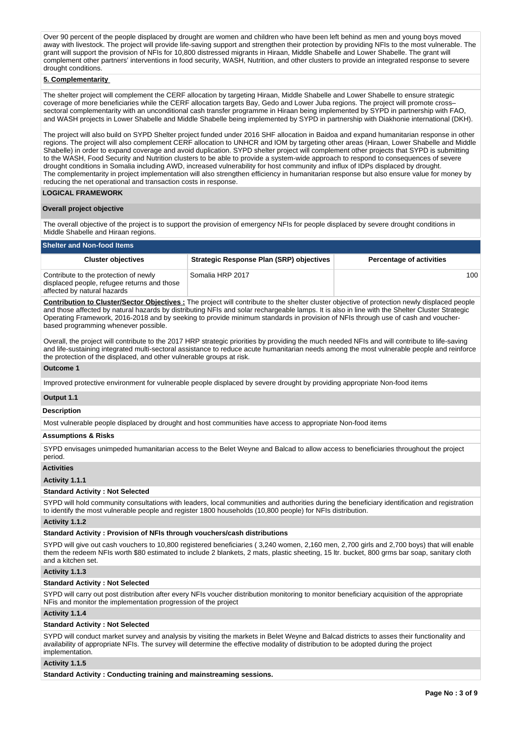Over 90 percent of the people displaced by drought are women and children who have been left behind as men and young boys moved away with livestock. The project will provide life-saving support and strengthen their protection by providing NFIs to the most vulnerable. The grant will support the provision of NFIs for 10,800 distressed migrants in Hiraan, Middle Shabelle and Lower Shabelle. The grant will complement other partners' interventions in food security, WASH, Nutrition, and other clusters to provide an integrated response to severe drought conditions.

**5. Complementarity**

The shelter project will complement the CERF allocation by targeting Hiraan, Middle Shabelle and Lower Shabelle to ensure strategic coverage of more beneficiaries while the CERF allocation targets Bay, Gedo and Lower Juba regions. The project will promote cross–sectoral complementarity with an unconditional cash transfer programme in Hiraan being implemented by SYPD in partnership with FAO, and WASH projects in Lower Shabelle and Middle Shabelle being implemented by SYPD in partnership with Diakhonie international (DKH).

The project will also build on SYPD Shelter project funded under 2016 SHF allocation in Baidoa and expand humanitarian response in other regions. The project will also complement CERF allocation to UNHCR and IOM by targeting other areas (Hiraan, Lower Shabelle and Middle Shabelle) in order to expand coverage and avoid duplication. SYPD shelter project will complement other projects that SYPD is submitting to the WASH, Food Security and Nutrition clusters to be able to provide a system-wide approach to respond to consequences of severe drought conditions in Somalia including AWD, increased vulnerability for host community and influx of IDPs displaced by drought.
The complementarity in project implementation will also strengthen efficiency in humanitarian response but also ensure value for money by reducing the net operational and transaction costs in response.

## LOGICAL FRAMEWORK

**Overall project objective**

The overall objective of the project is to support the provision of emergency NFIs for people displaced by severe drought conditions in Middle Shabelle and Hiraan regions.

**Shelter and Non-food Items**

| Cluster objectives | Strategic Response Plan (SRP) objectives | Percentage of activities |
|---|---|---|
| Contribute to the protection of newly displaced people, refugee returns and those affected by natural hazards | Somalia HRP 2017 | 100 |

**Contribution to Cluster/Sector Objectives :** The project will contribute to the shelter cluster objective of protection newly displaced people and those affected by natural hazards by distributing NFIs and solar rechargeable lamps. It is also in line with the Shelter Cluster Strategic Operating Framework, 2016-2018 and by seeking to provide minimum standards in provision of NFIs through use of cash and voucher-based programming whenever possible.

Overall, the project will contribute to the 2017 HRP strategic priorities by providing the much needed NFIs and will contribute to life-saving and life-sustaining integrated multi-sectoral assistance to reduce acute humanitarian needs among the most vulnerable people and reinforce the protection of the displaced, and other vulnerable groups at risk.

**Outcome 1**

Improved protective environment for vulnerable people displaced by severe drought by providing appropriate Non-food items

**Output 1.1**

**Description**

Most vulnerable people displaced by drought and host communities have access to appropriate Non-food items

**Assumptions & Risks**

SYPD envisages unimpeded humanitarian access to the Belet Weyne and Balcad to allow access to beneficiaries throughout the project period.

**Activities**

**Activity 1.1.1**

**Standard Activity : Not Selected**

SYPD will hold community consultations with leaders, local communities and authorities during the beneficiary identification and registration to identify the most vulnerable people and register 1800 households (10,800 people) for NFIs distribution.

**Activity 1.1.2**

**Standard Activity : Provision of NFIs through vouchers/cash distributions**

SYPD will give out cash vouchers to 10,800 registered beneficiaries ( 3,240 women, 2,160 men, 2,700 girls and 2,700 boys) that will enable them the redeem NFIs worth $80 estimated to include 2 blankets, 2 mats, plastic sheeting, 15 ltr. bucket, 800 grms bar soap, sanitary cloth and a kitchen set.

**Activity 1.1.3**

**Standard Activity : Not Selected**

SYPD will carry out post distribution after every NFIs voucher distribution monitoring to monitor beneficiary acquisition of the appropriate NFis and monitor the implementation progression of the project

**Activity 1.1.4**

**Standard Activity : Not Selected**

SYPD will conduct market survey and analysis by visiting the markets in Belet Weyne and Balcad districts to asses their functionality and availability of appropriate NFIs. The survey will determine the effective modality of distribution to be adopted during the project implementation.

**Activity 1.1.5**

**Standard Activity : Conducting training and mainstreaming sessions.**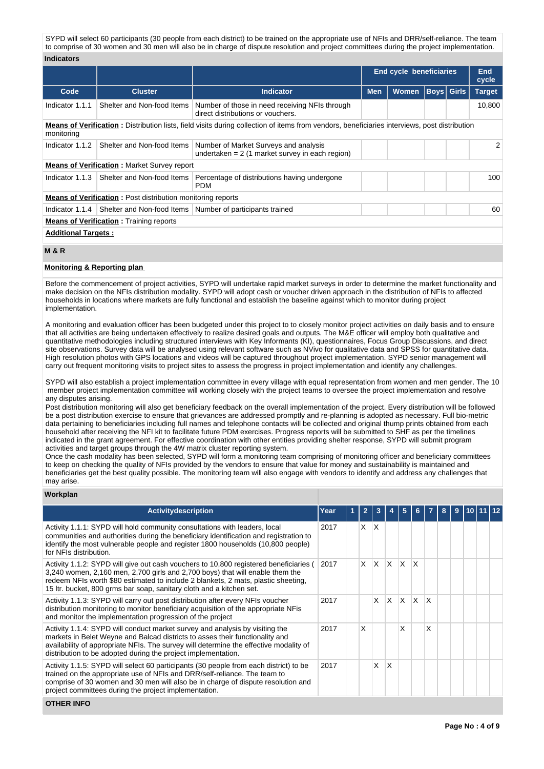SYPD will select 60 participants (30 people from each district) to be trained on the appropriate use of NFIs and DRR/self-reliance. The team to comprise of 30 women and 30 men will also be in charge of dispute resolution and project committees during the project implementation.

**Indicators**

| | | | End cycle beneficiaries | | | | End cycle |
|---|---|---|---|---|---|---|---|
| **Code** | **Cluster** | **Indicator** | **Men** | **Women** | **Boys** | **Girls** | **Target** |
| Indicator 1.1.1 | Shelter and Non-food Items | Number of those in need receiving NFIs through direct distributions or vouchers. | | | | | 10,800 |
| **Means of Verification :** Distribution lists, field visits during collection of items from vendors, beneficiaries interviews, post distribution monitoring | | | | | | | |
| Indicator 1.1.2 | Shelter and Non-food Items | Number of Market Surveys and analysis undertaken = 2 (1 market survey in each region) | | | | | 2 |
| **Means of Verification :** Market Survey report | | | | | | | |
| Indicator 1.1.3 | Shelter and Non-food Items | Percentage of distributions having undergone PDM | | | | | 100 |
| **Means of Verification :** Post distribution monitoring reports | | | | | | | |
| Indicator 1.1.4 | Shelter and Non-food Items | Number of participants trained | | | | | 60 |
| **Means of Verification :** Training reports | | | | | | | |

**Additional Targets :**

## M & R

**Monitoring & Reporting plan**

Before the commencement of project activities, SYPD will undertake rapid market surveys in order to determine the market functionality and make decision on the NFIs distribution modality. SYPD will adopt cash or voucher driven approach in the distribution of NFIs to affected households in locations where markets are fully functional and establish the baseline against which to monitor during project implementation.

A monitoring and evaluation officer has been budgeted under this project to to closely monitor project activities on daily basis and to ensure that all activities are being undertaken effectively to realize desired goals and outputs. The M&E officer will employ both qualitative and quantitative methodologies including structured interviews with Key Informants (KI), questionnaires, Focus Group Discussions, and direct site observations. Survey data will be analysed using relevant software such as NVivo for qualitative data and SPSS for quantitative data. High resolution photos with GPS locations and videos will be captured throughout project implementation. SYPD senior management will carry out frequent monitoring visits to project sites to assess the progress in project implementation and identify any challenges.

SYPD will also establish a project implementation committee in every village with equal representation from women and men gender. The 10 member project implementation committee will working closely with the project teams to oversee the project implementation and resolve any disputes arising.

Post distribution monitoring will also get beneficiary feedback on the overall implementation of the project. Every distribution will be followed be a post distribution exercise to ensure that grievances are addressed promptly and re-planning is adopted as necessary. Full bio-metric data pertaining to beneficiaries including full names and telephone contacts will be collected and original thump prints obtained from each household after receiving the NFI kit to facilitate future PDM exercises. Progress reports will be submitted to SHF as per the timelines indicated in the grant agreement. For effective coordination with other entities providing shelter response, SYPD will submit program activities and target groups through the 4W matrix cluster reporting system.

Once the cash modality has been selected, SYPD will form a monitoring team comprising of monitoring officer and beneficiary committees to keep on checking the quality of NFIs provided by the vendors to ensure that value for money and sustainability is maintained and beneficiaries get the best quality possible. The monitoring team will also engage with vendors to identify and address any challenges that may arise.

**Workplan**

| Activitydescription | Year | 1 | 2 | 3 | 4 | 5 | 6 | 7 | 8 | 9 | 10 | 11 | 12 |
|---|---|---|---|---|---|---|---|---|---|---|---|---|---|
| Activity 1.1.1: SYPD will hold community consultations with leaders, local communities and authorities during the beneficiary identification and registration to identify the most vulnerable people and register 1800 households (10,800 people) for NFIs distribution. | 2017 | | X | X | | | | | | | | | |
| Activity 1.1.2: SYPD will give out cash vouchers to 10,800 registered beneficiaries ( 3,240 women, 2,160 men, 2,700 girls and 2,700 boys) that will enable them the redeem NFIs worth $80 estimated to include 2 blankets, 2 mats, plastic sheeting, 15 ltr. bucket, 800 grms bar soap, sanitary cloth and a kitchen set. | 2017 | | X | X | X | X | X | | | | | | |
| Activity 1.1.3: SYPD will carry out post distribution after every NFIs voucher distribution monitoring to monitor beneficiary acquisition of the appropriate NFIs and monitor the implementation progression of the project | 2017 | | | X | X | X | X | X | | | | | |
| Activity 1.1.4: SYPD will conduct market survey and analysis by visiting the markets in Belet Weyne and Balcad districts to asses their functionality and availability of appropriate NFIs. The survey will determine the effective modality of distribution to be adopted during the project implementation. | 2017 | | X | | | X | | X | | | | | |
| Activity 1.1.5: SYPD will select 60 participants (30 people from each district) to be trained on the appropriate use of NFIs and DRR/self-reliance. The team to comprise of 30 women and 30 men will also be in charge of dispute resolution and project committees during the project implementation. | 2017 | | | X | X | | | | | | | | |

**OTHER INFO**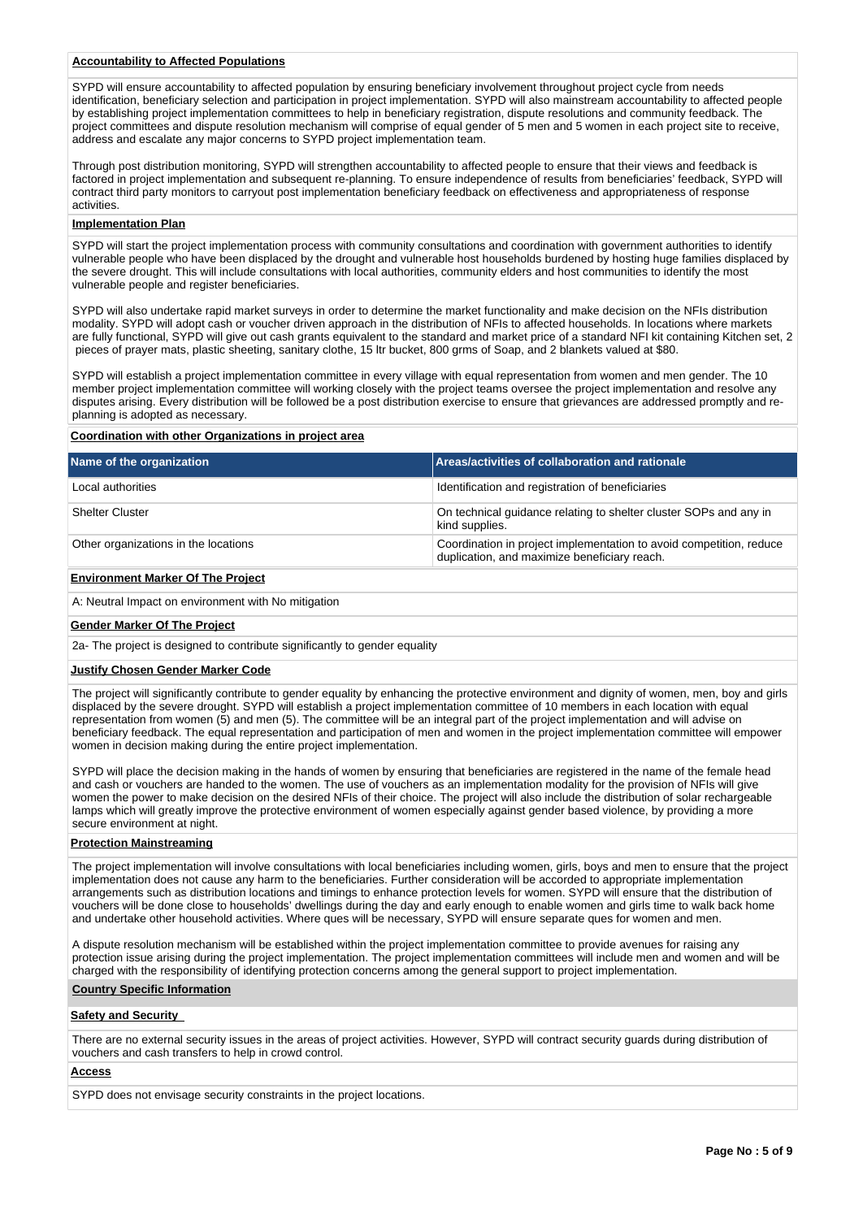**Accountability to Affected Populations**

SYPD will ensure accountability to affected population by ensuring beneficiary involvement throughout project cycle from needs identification, beneficiary selection and participation in project implementation. SYPD will also mainstream accountability to affected people by establishing project implementation committees to help in beneficiary registration, dispute resolutions and community feedback. The project committees and dispute resolution mechanism will comprise of equal gender of 5 men and 5 women in each project site to receive, address and escalate any major concerns to SYPD project implementation team.

Through post distribution monitoring, SYPD will strengthen accountability to affected people to ensure that their views and feedback is factored in project implementation and subsequent re-planning. To ensure independence of results from beneficiaries' feedback, SYPD will contract third party monitors to carryout post implementation beneficiary feedback on effectiveness and appropriateness of response activities.

**Implementation Plan**

SYPD will start the project implementation process with community consultations and coordination with government authorities to identify vulnerable people who have been displaced by the drought and vulnerable host households burdened by hosting huge families displaced by the severe drought. This will include consultations with local authorities, community elders and host communities to identify the most vulnerable people and register beneficiaries.

SYPD will also undertake rapid market surveys in order to determine the market functionality and make decision on the NFIs distribution modality. SYPD will adopt cash or voucher driven approach in the distribution of NFIs to affected households. In locations where markets are fully functional, SYPD will give out cash grants equivalent to the standard and market price of a standard NFI kit containing Kitchen set, 2 pieces of prayer mats, plastic sheeting, sanitary clothe, 15 ltr bucket, 800 grms of Soap, and 2 blankets valued at $80.

SYPD will establish a project implementation committee in every village with equal representation from women and men gender. The 10 member project implementation committee will working closely with the project teams oversee the project implementation and resolve any disputes arising. Every distribution will be followed be a post distribution exercise to ensure that grievances are addressed promptly and re-planning is adopted as necessary.

**Coordination with other Organizations in project area**

| Name of the organization | Areas/activities of collaboration and rationale |
|---|---|
| Local authorities | Identification and registration of beneficiaries |
| Shelter Cluster | On technical guidance relating to shelter cluster SOPs and any in kind supplies. |
| Other organizations in the locations | Coordination in project implementation to avoid competition, reduce duplication, and maximize beneficiary reach. |

**Environment Marker Of The Project**

A: Neutral Impact on environment with No mitigation

**Gender Marker Of The Project**

2a- The project is designed to contribute significantly to gender equality

**Justify Chosen Gender Marker Code**

The project will significantly contribute to gender equality by enhancing the protective environment and dignity of women, men, boy and girls displaced by the severe drought. SYPD will establish a project implementation committee of 10 members in each location with equal representation from women (5) and men (5). The committee will be an integral part of the project implementation and will advise on beneficiary feedback. The equal representation and participation of men and women in the project implementation committee will empower women in decision making during the entire project implementation.

SYPD will place the decision making in the hands of women by ensuring that beneficiaries are registered in the name of the female head and cash or vouchers are handed to the women. The use of vouchers as an implementation modality for the provision of NFIs will give women the power to make decision on the desired NFIs of their choice. The project will also include the distribution of solar rechargeable lamps which will greatly improve the protective environment of women especially against gender based violence, by providing a more secure environment at night.

**Protection Mainstreaming**

The project implementation will involve consultations with local beneficiaries including women, girls, boys and men to ensure that the project implementation does not cause any harm to the beneficiaries. Further consideration will be accorded to appropriate implementation arrangements such as distribution locations and timings to enhance protection levels for women. SYPD will ensure that the distribution of vouchers will be done close to households' dwellings during the day and early enough to enable women and girls time to walk back home and undertake other household activities. Where ques will be necessary, SYPD will ensure separate ques for women and men.

A dispute resolution mechanism will be established within the project implementation committee to provide avenues for raising any protection issue arising during the project implementation. The project implementation committees will include men and women and will be charged with the responsibility of identifying protection concerns among the general support to project implementation.

**Country Specific Information**

**Safety and Security**

There are no external security issues in the areas of project activities. However, SYPD will contract security guards during distribution of vouchers and cash transfers to help in crowd control.

**Access**

SYPD does not envisage security constraints in the project locations.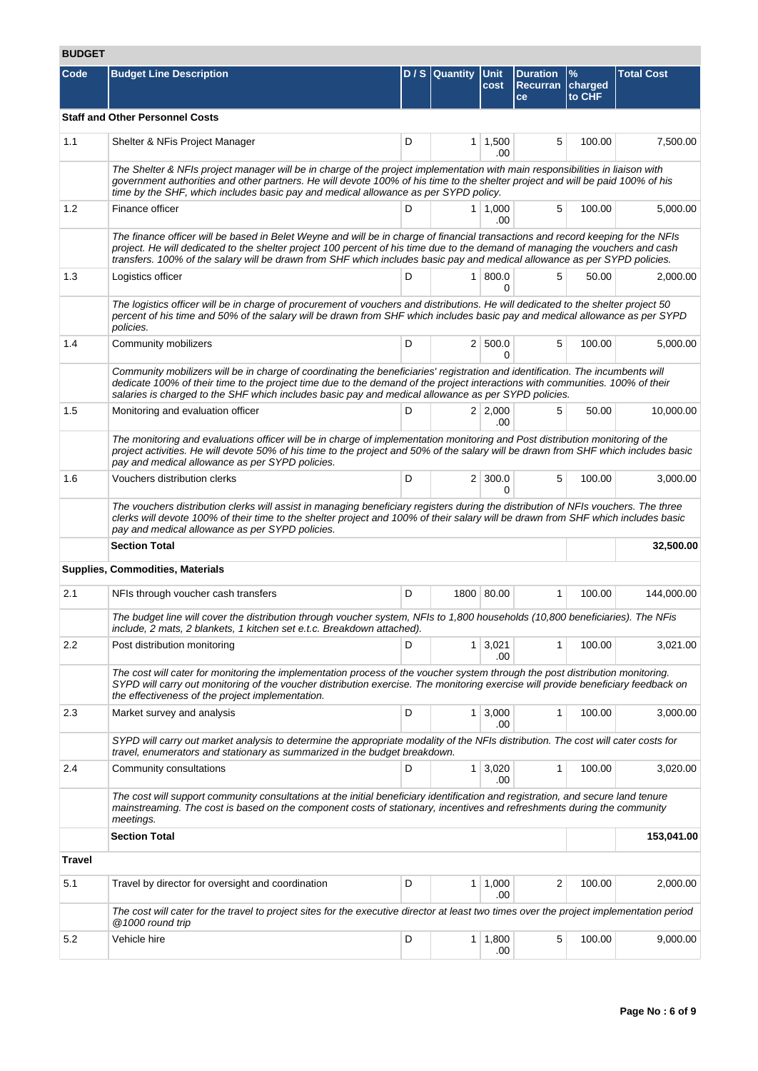## BUDGET

| Code | Budget Line Description | D / S | Quantity | Unit cost | Duration Recurrance | % charged to CHF | Total Cost |
|---|---|---|---|---|---|---|---|
| **Staff and Other Personnel Costs** | | | | | | | |
| 1.1 | Shelter & NFIs Project Manager | D | 1 | 1,500.00 | 5 | 100.00 | 7,500.00 |
| | *The Shelter & NFIs project manager will be in charge of the project implementation with main responsibilities in liaison with government authorities and other partners. He will devote 100% of his time to the shelter project and will be paid 100% of his time by the SHF, which includes basic pay and medical allowance as per SYPD policy.* | | | | | | |
| 1.2 | Finance officer | D | 1 | 1,000.00 | 5 | 100.00 | 5,000.00 |
| | *The finance officer will be based in Belet Weyne and will be in charge of financial transactions and record keeping for the NFIs project. He will dedicated to the shelter project 100 percent of his time due to the demand of managing the vouchers and cash transfers. 100% of the salary will be drawn from SHF which includes basic pay and medical allowance as per SYPD policies.* | | | | | | |
| 1.3 | Logistics officer | D | 1 | 800.00 | 5 | 50.00 | 2,000.00 |
| | *The logistics officer will be in charge of procurement of vouchers and distributions. He will dedicated to the shelter project 50 percent of his time and 50% of the salary will be drawn from SHF which includes basic pay and medical allowance as per SYPD policies.* | | | | | | |
| 1.4 | Community mobilizers | D | 2 | 500.00 | 5 | 100.00 | 5,000.00 |
| | *Community mobilizers will be in charge of coordinating the beneficiaries' registration and identification. The incumbents will dedicate 100% of their time to the project time due to the demand of the project interactions with communities. 100% of their salaries is charged to the SHF which includes basic pay and medical allowance as per SYPD policies.* | | | | | | |
| 1.5 | Monitoring and evaluation officer | D | 2 | 2,000.00 | 5 | 50.00 | 10,000.00 |
| | *The monitoring and evaluations officer will be in charge of implementation monitoring and Post distribution monitoring of the project activities. He will devote 50% of his time to the project and 50% of the salary will be drawn from SHF which includes basic pay and medical allowance as per SYPD policies.* | | | | | | |
| 1.6 | Vouchers distribution clerks | D | 2 | 300.00 | 5 | 100.00 | 3,000.00 |
| | *The vouchers distribution clerks will assist in managing beneficiary registers during the distribution of NFIs vouchers. The three clerks will devote 100% of their time to the shelter project and 100% of their salary will be drawn from SHF which includes basic pay and medical allowance as per SYPD policies.* | | | | | | |
| | **Section Total** | | | | | | **32,500.00** |
| **Supplies, Commodities, Materials** | | | | | | | |
| 2.1 | NFIs through voucher cash transfers | D | 1800 | 80.00 | 1 | 100.00 | 144,000.00 |
| | *The budget line will cover the distribution through voucher system, NFIs to 1,800 households (10,800 beneficiaries). The NFIs include, 2 mats, 2 blankets, 1 kitchen set e.t.c. Breakdown attached).* | | | | | | |
| 2.2 | Post distribution monitoring | D | 1 | 3,021.00 | 1 | 100.00 | 3,021.00 |
| | *The cost will cater for monitoring the implementation process of the voucher system through the post distribution monitoring. SYPD will carry out monitoring of the voucher distribution exercise. The monitoring exercise will provide beneficiary feedback on the effectiveness of the project implementation.* | | | | | | |
| 2.3 | Market survey and analysis | D | 1 | 3,000.00 | 1 | 100.00 | 3,000.00 |
| | *SYPD will carry out market analysis to determine the appropriate modality of the NFIs distribution. The cost will cater costs for travel, enumerators and stationary as summarized in the budget breakdown.* | | | | | | |
| 2.4 | Community consultations | D | 1 | 3,020.00 | 1 | 100.00 | 3,020.00 |
| | *The cost will support community consultations at the initial beneficiary identification and registration, and secure land tenure mainstreaming. The cost is based on the component costs of stationary, incentives and refreshments during the community meetings.* | | | | | | |
| | **Section Total** | | | | | | **153,041.00** |
| **Travel** | | | | | | | |
| 5.1 | Travel by director for oversight and coordination | D | 1 | 1,000.00 | 2 | 100.00 | 2,000.00 |
| | *The cost will cater for the travel to project sites for the executive director at least two times over the project implementation period @1000 round trip* | | | | | | |
| 5.2 | Vehicle hire | D | 1 | 1,800.00 | 5 | 100.00 | 9,000.00 |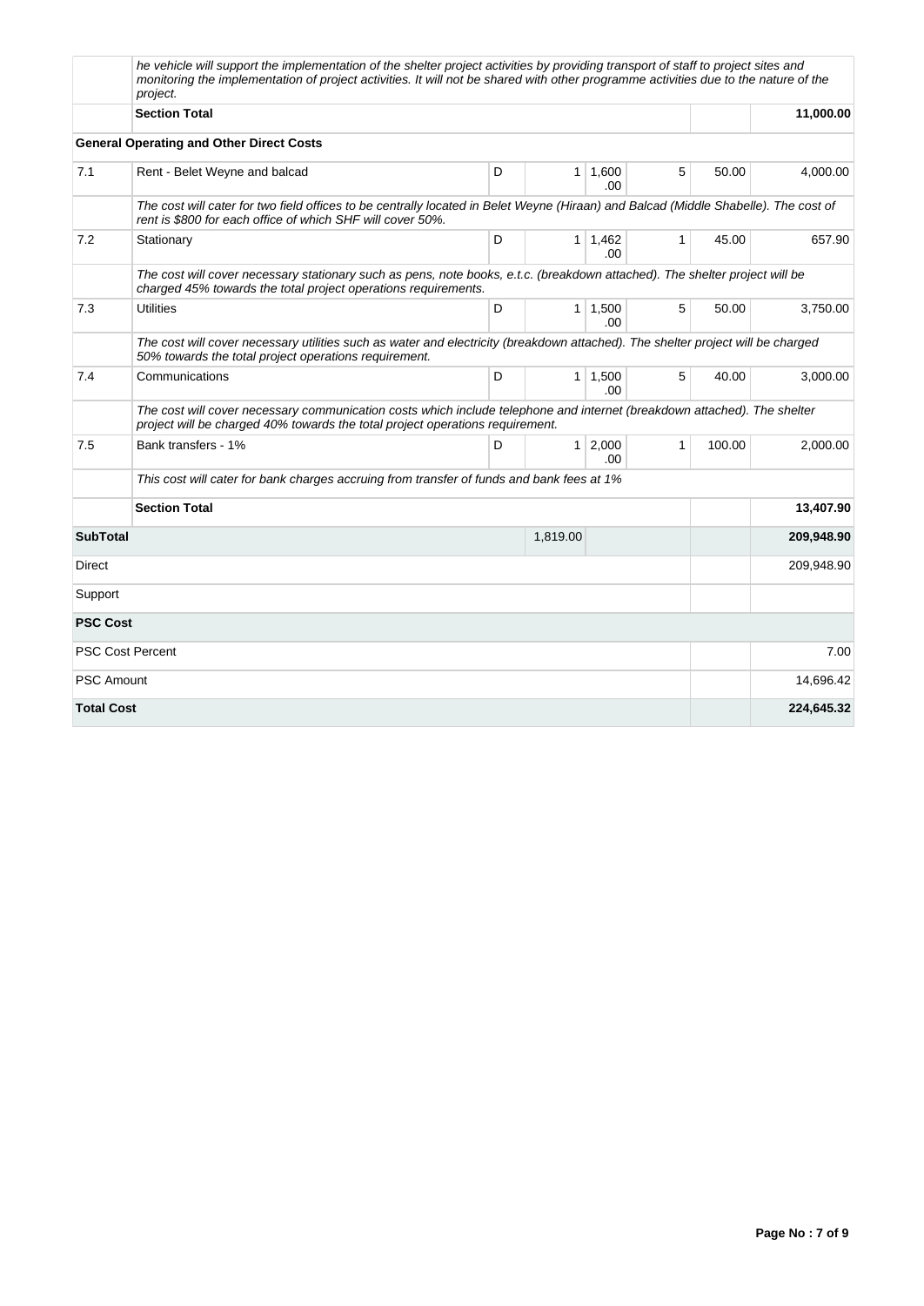| | | | | | | | |
|---|---|---|---|---|---|---|---|
| | *he vehicle will support the implementation of the shelter project activities by providing transport of staff to project sites and monitoring the implementation of project activities. It will not be shared with other programme activities due to the nature of the project.* | | | | | | |
| | **Section Total** | | | | | | **11,000.00** |
| **General Operating and Other Direct Costs** | | | | | | | |
| 7.1 | Rent - Belet Weyne and balcad | D | 1 | 1,600.00 | 5 | 50.00 | 4,000.00 |
| | *The cost will cater for two field offices to be centrally located in Belet Weyne (Hiraan) and Balcad (Middle Shabelle). The cost of rent is $800 for each office of which SHF will cover 50%.* | | | | | | |
| 7.2 | Stationary | D | 1 | 1,462.00 | 1 | 45.00 | 657.90 |
| | *The cost will cover necessary stationary such as pens, note books, e.t.c. (breakdown attached). The shelter project will be charged 45% towards the total project operations requirements.* | | | | | | |
| 7.3 | Utilities | D | 1 | 1,500.00 | 5 | 50.00 | 3,750.00 |
| | *The cost will cover necessary utilities such as water and electricity (breakdown attached). The shelter project will be charged 50% towards the total project operations requirement.* | | | | | | |
| 7.4 | Communications | D | 1 | 1,500.00 | 5 | 40.00 | 3,000.00 |
| | *The cost will cover necessary communication costs which include telephone and internet (breakdown attached). The shelter project will be charged 40% towards the total project operations requirement.* | | | | | | |
| 7.5 | Bank transfers - 1% | D | 1 | 2,000.00 | 1 | 100.00 | 2,000.00 |
| | *This cost will cater for bank charges accruing from transfer of funds and bank fees at 1%* | | | | | | |
| | **Section Total** | | | | | | **13,407.90** |
| **SubTotal** | | | 1,819.00 | | | | **209,948.90** |
| Direct | | | | | | | 209,948.90 |
| Support | | | | | | | |
| **PSC Cost** | | | | | | | |
| PSC Cost Percent | | | | | | | 7.00 |
| PSC Amount | | | | | | | 14,696.42 |
| **Total Cost** | | | | | | | **224,645.32** |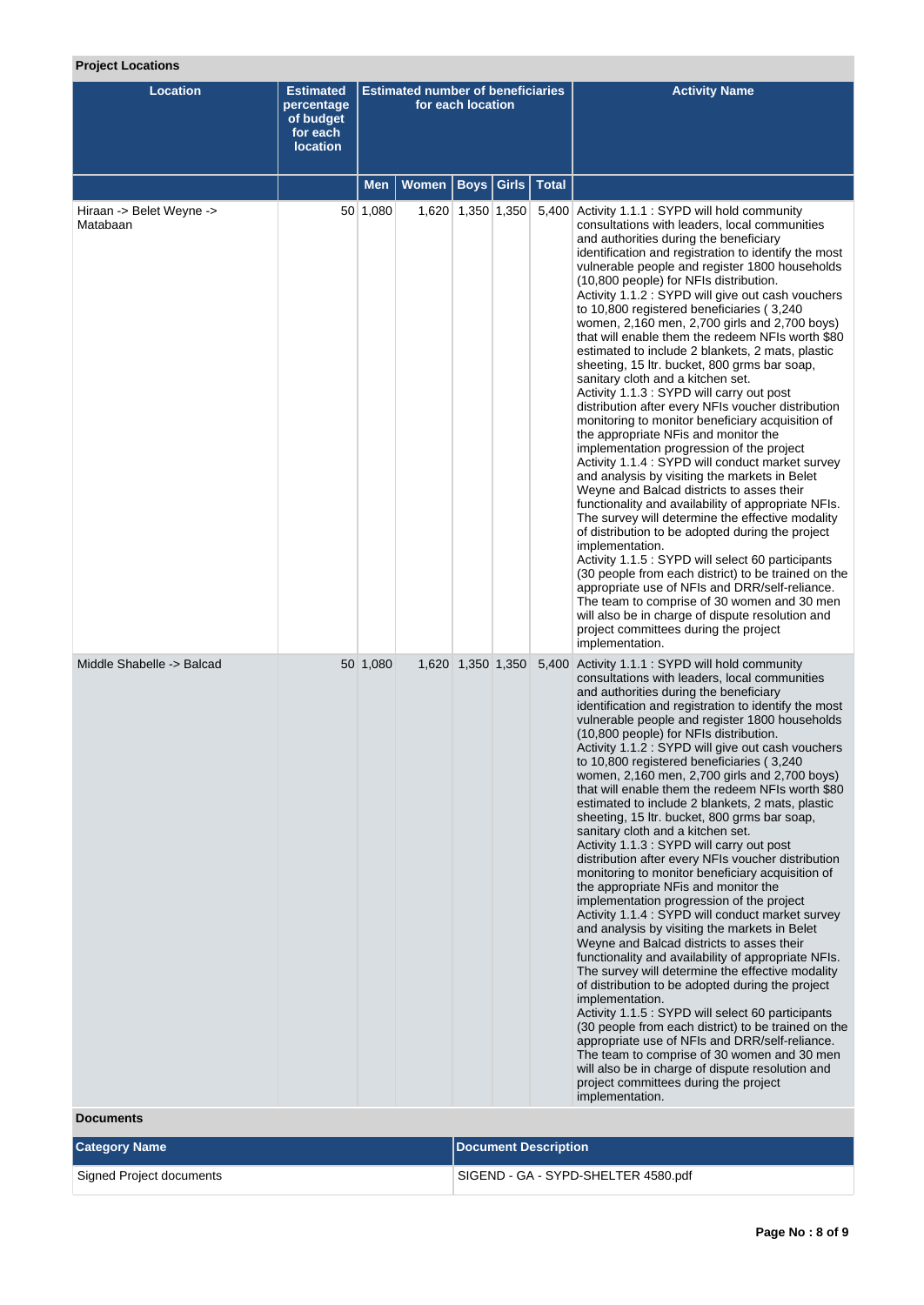## Project Locations

| Location | Estimated percentage of budget for each location | Estimated number of beneficiaries for each location | | | | | Activity Name |
|---|---|---|---|---|---|---|---|
| | | Men | Women | Boys | Girls | Total | |
| Hiraan -> Belet Weyne -> Matabaan | 50 | 1,080 | 1,620 | 1,350 | 1,350 | 5,400 | Activity 1.1.1 : SYPD will hold community consultations with leaders, local communities and authorities during the beneficiary identification and registration to identify the most vulnerable people and register 1800 households (10,800 people) for NFIs distribution.<br>Activity 1.1.2 : SYPD will give out cash vouchers to 10,800 registered beneficiaries ( 3,240 women, 2,160 men, 2,700 girls and 2,700 boys) that will enable them the redeem NFIs worth $80 estimated to include 2 blankets, 2 mats, plastic sheeting, 15 ltr. bucket, 800 grms bar soap, sanitary cloth and a kitchen set.<br>Activity 1.1.3 : SYPD will carry out post distribution after every NFIs voucher distribution monitoring to monitor beneficiary acquisition of the appropriate NFis and monitor the implementation progression of the project<br>Activity 1.1.4 : SYPD will conduct market survey and analysis by visiting the markets in Belet Weyne and Balcad districts to asses their functionality and availability of appropriate NFIs. The survey will determine the effective modality of distribution to be adopted during the project implementation.<br>Activity 1.1.5 : SYPD will select 60 participants (30 people from each district) to be trained on the appropriate use of NFIs and DRR/self-reliance. The team to comprise of 30 women and 30 men will also be in charge of dispute resolution and project committees during the project implementation. |
| Middle Shabelle -> Balcad | 50 | 1,080 | 1,620 | 1,350 | 1,350 | 5,400 | Activity 1.1.1 : SYPD will hold community consultations with leaders, local communities and authorities during the beneficiary identification and registration to identify the most vulnerable people and register 1800 households (10,800 people) for NFIs distribution.<br>Activity 1.1.2 : SYPD will give out cash vouchers to 10,800 registered beneficiaries ( 3,240 women, 2,160 men, 2,700 girls and 2,700 boys) that will enable them the redeem NFIs worth $80 estimated to include 2 blankets, 2 mats, plastic sheeting, 15 ltr. bucket, 800 grms bar soap, sanitary cloth and a kitchen set.<br>Activity 1.1.3 : SYPD will carry out post distribution after every NFIs voucher distribution monitoring to monitor beneficiary acquisition of the appropriate NFis and monitor the implementation progression of the project<br>Activity 1.1.4 : SYPD will conduct market survey and analysis by visiting the markets in Belet Weyne and Balcad districts to asses their functionality and availability of appropriate NFIs. The survey will determine the effective modality of distribution to be adopted during the project implementation.<br>Activity 1.1.5 : SYPD will select 60 participants (30 people from each district) to be trained on the appropriate use of NFIs and DRR/self-reliance. The team to comprise of 30 women and 30 men will also be in charge of dispute resolution and project committees during the project implementation. |

## Documents

| Category Name | Document Description |
|---|---|
| Signed Project documents | SIGEND - GA - SYPD-SHELTER 4580.pdf |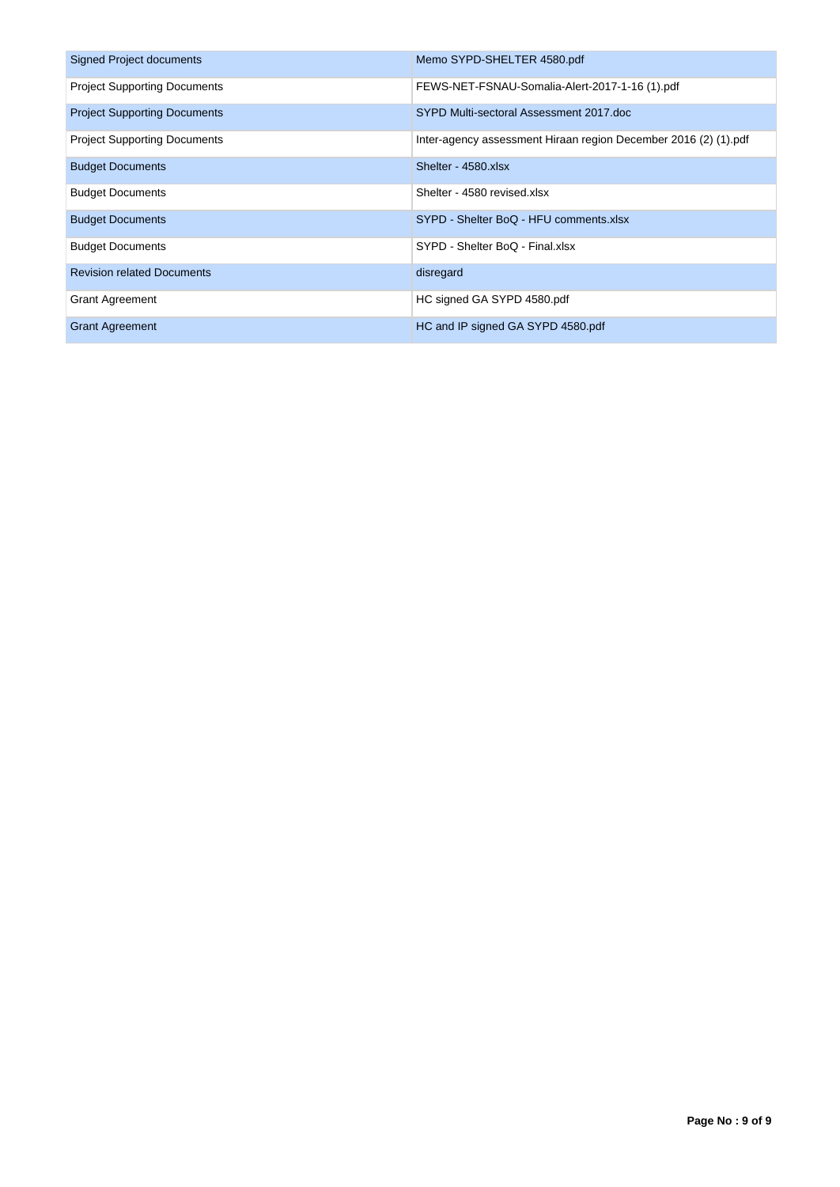| | |
|---|---|
| Signed Project documents | Memo SYPD-SHELTER 4580.pdf |
| Project Supporting Documents | FEWS-NET-FSNAU-Somalia-Alert-2017-1-16 (1).pdf |
| Project Supporting Documents | SYPD Multi-sectoral Assessment 2017.doc |
| Project Supporting Documents | Inter-agency assessment Hiraan region December 2016 (2) (1).pdf |
| Budget Documents | Shelter - 4580.xlsx |
| Budget Documents | Shelter - 4580 revised.xlsx |
| Budget Documents | SYPD - Shelter BoQ - HFU comments.xlsx |
| Budget Documents | SYPD - Shelter BoQ - Final.xlsx |
| Revision related Documents | disregard |
| Grant Agreement | HC signed GA SYPD 4580.pdf |
| Grant Agreement | HC and IP signed GA SYPD 4580.pdf |